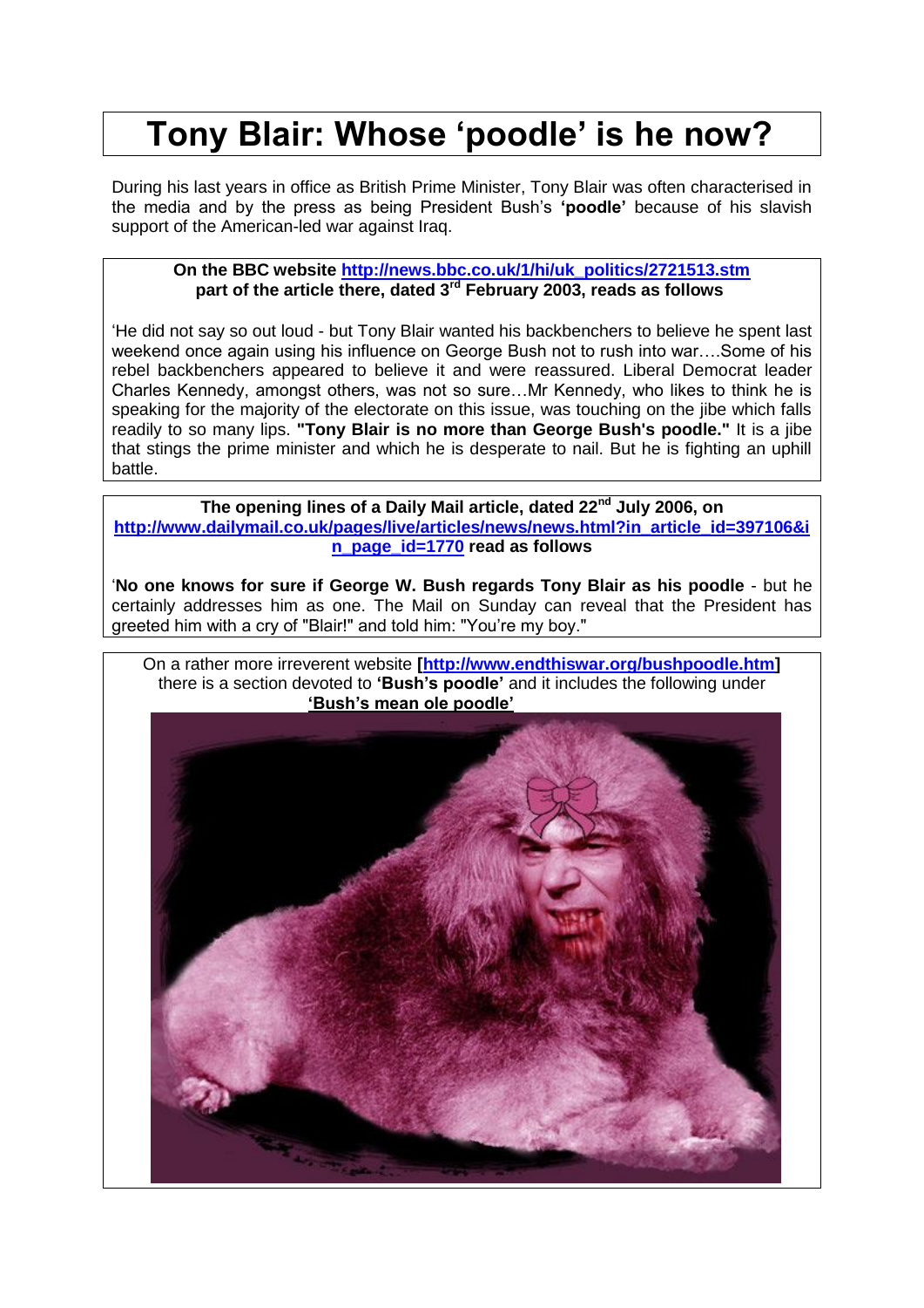# Tony Blair: Whose 'poodle' is he now?

During his last years in office as British Prime Minister, Tony Blair was often characterised in the media and by the press as being President Bush's **'poodle'** because of his slavish support of the American-led war against Iraq.

**On the BBC website [http://news.bbc.co.uk/1/hi/uk_politics/2721513.stm](http://news.bbc.co.uk/1/hi/uk_politics/2721513.stm) part of the article there, dated 3rd February 2003, reads as follows**

'He did not say so out loud - but Tony Blair wanted his backbenchers to believe he spent last weekend once again using his influence on George Bush not to rush into war….Some of his rebel backbenchers appeared to believe it and were reassured. Liberal Democrat leader Charles Kennedy, amongst others, was not so sure…Mr Kennedy, who likes to think he is speaking for the majority of the electorate on this issue, was touching on the jibe which falls readily to so many lips. **"Tony Blair is no more than George Bush's poodle."** It is a jibe that stings the prime minister and which he is desperate to nail. But he is fighting an uphill battle.

**The opening lines of a Daily Mail article, dated 22nd July 2006, on [http://www.dailymail.co.uk/pages/live/articles/news/news.html?in_article_id=397106&in_page_id=1770](http://www.dailymail.co.uk/pages/live/articles/news/news.html?in_article_id=397106&in_page_id=1770) read as follows**

'**No one knows for sure if George W. Bush regards Tony Blair as his poodle** - but he certainly addresses him as one. The Mail on Sunday can reveal that the President has greeted him with a cry of "Blair!" and told him: "You're my boy."

On a rather more irreverent website **[[http://www.endthiswar.org/bushpoodle.htm](http://www.endthiswar.org/bushpoodle.htm)]** there is a section devoted to **'Bush's poodle'** and it includes the following under **'Bush's mean ole poodle'**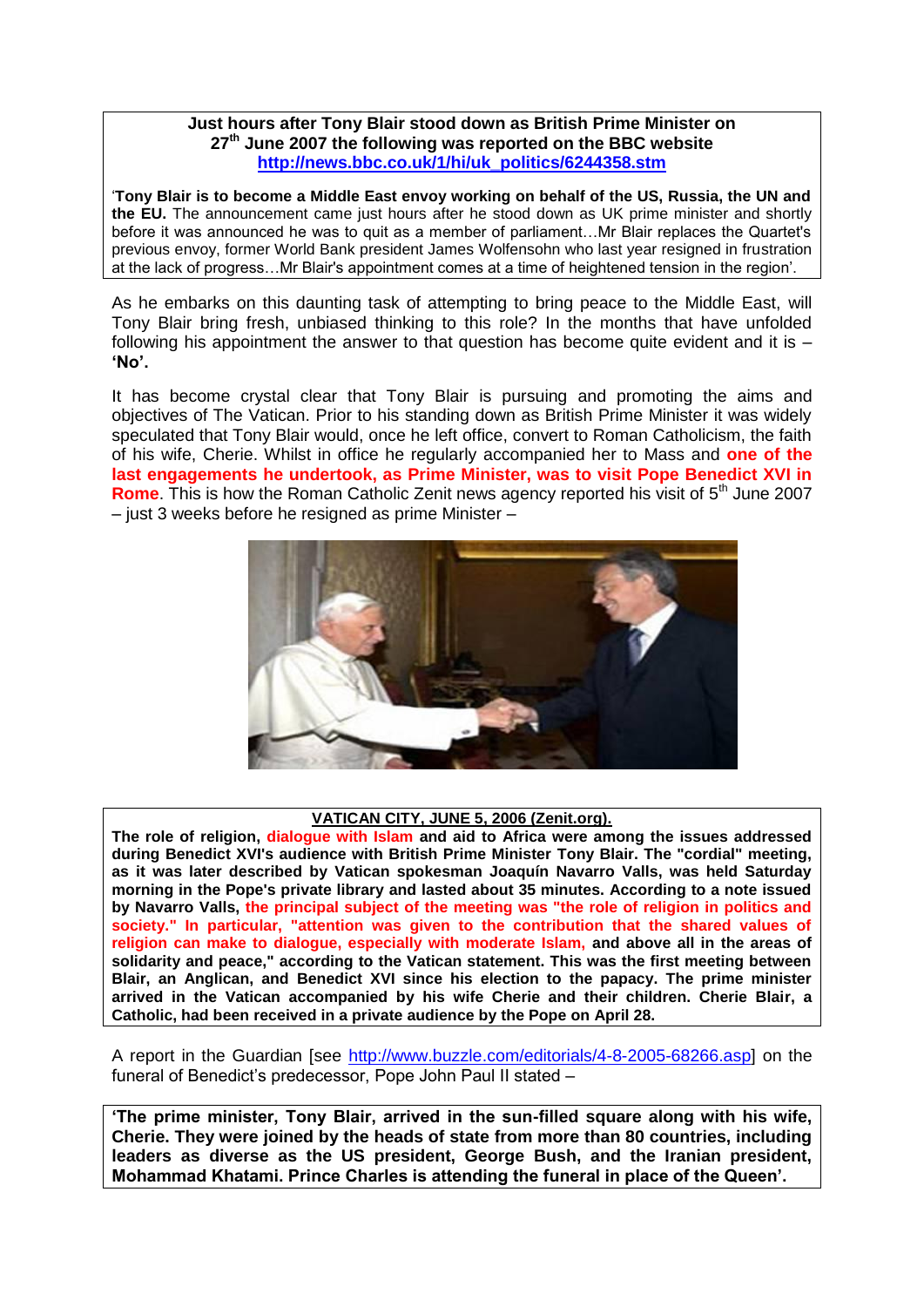**Just hours after Tony Blair stood down as British Prime Minister on 27th June 2007 the following was reported on the BBC website**
**http://news.bbc.co.uk/1/hi/uk_politics/6244358.stm**

'**Tony Blair is to become a Middle East envoy working on behalf of the US, Russia, the UN and the EU.** The announcement came just hours after he stood down as UK prime minister and shortly before it was announced he was to quit as a member of parliament…Mr Blair replaces the Quartet's previous envoy, former World Bank president James Wolfensohn who last year resigned in frustration at the lack of progress…Mr Blair's appointment comes at a time of heightened tension in the region'.

As he embarks on this daunting task of attempting to bring peace to the Middle East, will Tony Blair bring fresh, unbiased thinking to this role? In the months that have unfolded following his appointment the answer to that question has become quite evident and it is – **'No'.**

It has become crystal clear that Tony Blair is pursuing and promoting the aims and objectives of The Vatican. Prior to his standing down as British Prime Minister it was widely speculated that Tony Blair would, once he left office, convert to Roman Catholicism, the faith of his wife, Cherie. Whilst in office he regularly accompanied her to Mass and **one of the last engagements he undertook, as Prime Minister, was to visit Pope Benedict XVI in Rome**. This is how the Roman Catholic Zenit news agency reported his visit of 5th June 2007 – just 3 weeks before he resigned as prime Minister –

**VATICAN CITY, JUNE 5, 2006 (Zenit.org).**

**The role of religion, dialogue with Islam and aid to Africa were among the issues addressed during Benedict XVI's audience with British Prime Minister Tony Blair. The "cordial" meeting, as it was later described by Vatican spokesman Joaquín Navarro Valls, was held Saturday morning in the Pope's private library and lasted about 35 minutes. According to a note issued by Navarro Valls, the principal subject of the meeting was "the role of religion in politics and society." In particular, "attention was given to the contribution that the shared values of religion can make to dialogue, especially with moderate Islam, and above all in the areas of solidarity and peace," according to the Vatican statement. This was the first meeting between Blair, an Anglican, and Benedict XVI since his election to the papacy. The prime minister arrived in the Vatican accompanied by his wife Cherie and their children. Cherie Blair, a Catholic, had been received in a private audience by the Pope on April 28.**

A report in the Guardian [see http://www.buzzle.com/editorials/4-8-2005-68266.asp] on the funeral of Benedict's predecessor, Pope John Paul II stated –

**'The prime minister, Tony Blair, arrived in the sun-filled square along with his wife, Cherie. They were joined by the heads of state from more than 80 countries, including leaders as diverse as the US president, George Bush, and the Iranian president, Mohammad Khatami. Prince Charles is attending the funeral in place of the Queen'.**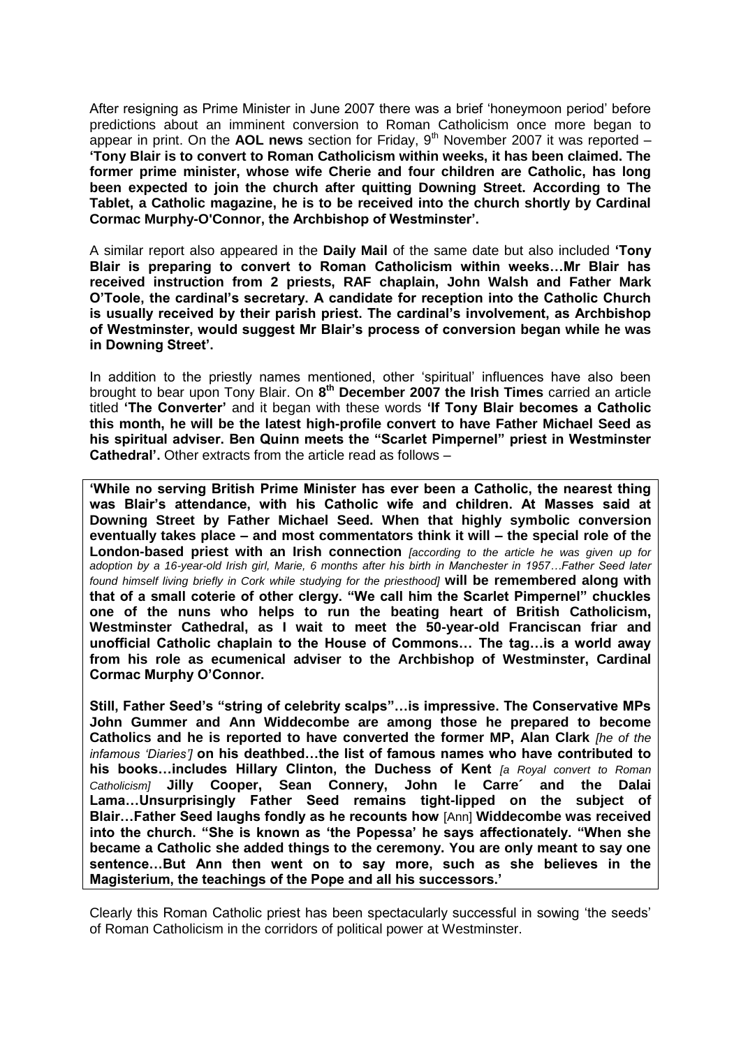After resigning as Prime Minister in June 2007 there was a brief 'honeymoon period' before predictions about an imminent conversion to Roman Catholicism once more began to appear in print. On the **AOL news** section for Friday, 9th November 2007 it was reported – **'Tony Blair is to convert to Roman Catholicism within weeks, it has been claimed. The former prime minister, whose wife Cherie and four children are Catholic, has long been expected to join the church after quitting Downing Street. According to The Tablet, a Catholic magazine, he is to be received into the church shortly by Cardinal Cormac Murphy-O'Connor, the Archbishop of Westminster'.**

A similar report also appeared in the **Daily Mail** of the same date but also included **'Tony Blair is preparing to convert to Roman Catholicism within weeks…Mr Blair has received instruction from 2 priests, RAF chaplain, John Walsh and Father Mark O'Toole, the cardinal's secretary. A candidate for reception into the Catholic Church is usually received by their parish priest. The cardinal's involvement, as Archbishop of Westminster, would suggest Mr Blair's process of conversion began while he was in Downing Street'.**

In addition to the priestly names mentioned, other 'spiritual' influences have also been brought to bear upon Tony Blair. On **8th December 2007 the Irish Times** carried an article titled **'The Converter'** and it began with these words **'If Tony Blair becomes a Catholic this month, he will be the latest high-profile convert to have Father Michael Seed as his spiritual adviser. Ben Quinn meets the "Scarlet Pimpernel" priest in Westminster Cathedral'.** Other extracts from the article read as follows –

> **'While no serving British Prime Minister has ever been a Catholic, the nearest thing was Blair's attendance, with his Catholic wife and children. At Masses said at Downing Street by Father Michael Seed. When that highly symbolic conversion eventually takes place – and most commentators think it will – the special role of the London-based priest with an Irish connection** *[according to the article he was given up for adoption by a 16-year-old Irish girl, Marie, 6 months after his birth in Manchester in 1957…Father Seed later found himself living briefly in Cork while studying for the priesthood]* **will be remembered along with that of a small coterie of other clergy. "We call him the Scarlet Pimpernel" chuckles one of the nuns who helps to run the beating heart of British Catholicism, Westminster Cathedral, as I wait to meet the 50-year-old Franciscan friar and unofficial Catholic chaplain to the House of Commons… The tag…is a world away from his role as ecumenical adviser to the Archbishop of Westminster, Cardinal Cormac Murphy O'Connor.**
>
> **Still, Father Seed's "string of celebrity scalps"…is impressive. The Conservative MPs John Gummer and Ann Widdecombe are among those he prepared to become Catholics and he is reported to have converted the former MP, Alan Clark** *[he of the infamous 'Diaries']* **on his deathbed…the list of famous names who have contributed to his books…includes Hillary Clinton, the Duchess of Kent** *[a Royal convert to Roman Catholicism]* **Jilly Cooper, Sean Connery, John le Carre´ and the Dalai Lama…Unsurprisingly Father Seed remains tight-lipped on the subject of Blair…Father Seed laughs fondly as he recounts how** [Ann] **Widdecombe was received into the church. "She is known as 'the Popessa' he says affectionately. "When she became a Catholic she added things to the ceremony. You are only meant to say one sentence…But Ann then went on to say more, such as she believes in the Magisterium, the teachings of the Pope and all his successors.'**

Clearly this Roman Catholic priest has been spectacularly successful in sowing 'the seeds' of Roman Catholicism in the corridors of political power at Westminster.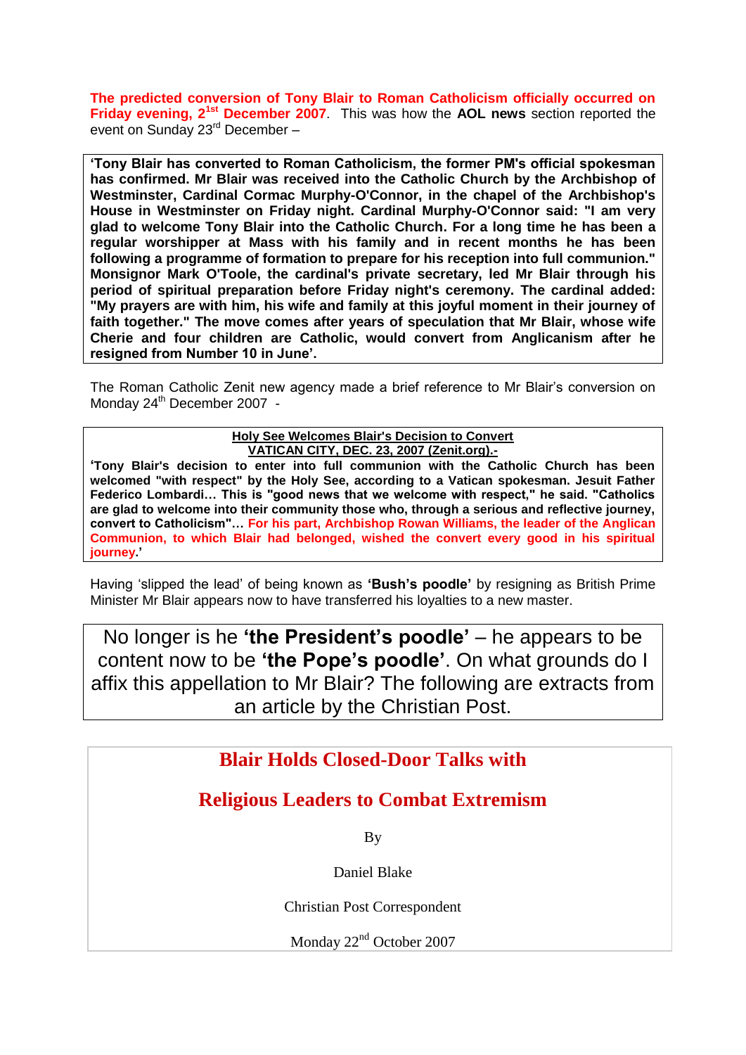**The predicted conversion of Tony Blair to Roman Catholicism officially occurred on Friday evening, 21st December 2007**. This was how the **AOL news** section reported the event on Sunday 23rd December –

> **'Tony Blair has converted to Roman Catholicism, the former PM's official spokesman has confirmed. Mr Blair was received into the Catholic Church by the Archbishop of Westminster, Cardinal Cormac Murphy-O'Connor, in the chapel of the Archbishop's House in Westminster on Friday night. Cardinal Murphy-O'Connor said: "I am very glad to welcome Tony Blair into the Catholic Church. For a long time he has been a regular worshipper at Mass with his family and in recent months he has been following a programme of formation to prepare for his reception into full communion." Monsignor Mark O'Toole, the cardinal's private secretary, led Mr Blair through his period of spiritual preparation before Friday night's ceremony. The cardinal added: "My prayers are with him, his wife and family at this joyful moment in their journey of faith together." The move comes after years of speculation that Mr Blair, whose wife Cherie and four children are Catholic, would convert from Anglicanism after he resigned from Number 10 in June'.**

The Roman Catholic Zenit new agency made a brief reference to Mr Blair's conversion on Monday 24th December 2007 -

> **Holy See Welcomes Blair's Decision to Convert**
> **VATICAN CITY, DEC. 23, 2007 (Zenit.org).-**
>
> **'Tony Blair's decision to enter into full communion with the Catholic Church has been welcomed "with respect" by the Holy See, according to a Vatican spokesman. Jesuit Father Federico Lombardi… This is "good news that we welcome with respect," he said. "Catholics are glad to welcome into their community those who, through a serious and reflective journey, convert to Catholicism"… For his part, Archbishop Rowan Williams, the leader of the Anglican Communion, to which Blair had belonged, wished the convert every good in his spiritual journey.'**

Having 'slipped the lead' of being known as **'Bush's poodle'** by resigning as British Prime Minister Mr Blair appears now to have transferred his loyalties to a new master.

> No longer is he **'the President's poodle'** – he appears to be content now to be **'the Pope's poodle'**. On what grounds do I affix this appellation to Mr Blair? The following are extracts from an article by the Christian Post.

## Blair Holds Closed-Door Talks with Religious Leaders to Combat Extremism

By

Daniel Blake

Christian Post Correspondent

Monday 22nd October 2007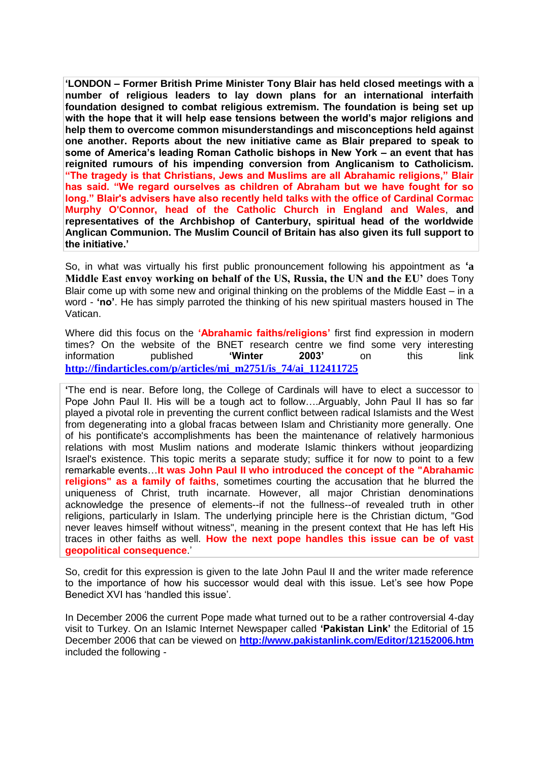**'LONDON – Former British Prime Minister Tony Blair has held closed meetings with a number of religious leaders to lay down plans for an international interfaith foundation designed to combat religious extremism. The foundation is being set up with the hope that it will help ease tensions between the world's major religions and help them to overcome common misunderstandings and misconceptions held against one another. Reports about the new initiative came as Blair prepared to speak to some of America's leading Roman Catholic bishops in New York – an event that has reignited rumours of his impending conversion from Anglicanism to Catholicism. "The tragedy is that Christians, Jews and Muslims are all Abrahamic religions," Blair has said. "We regard ourselves as children of Abraham but we have fought for so long." Blair's advisers have also recently held talks with the office of Cardinal Cormac Murphy O'Connor, head of the Catholic Church in England and Wales, and representatives of the Archbishop of Canterbury, spiritual head of the worldwide Anglican Communion. The Muslim Council of Britain has also given its full support to the initiative.'**

So, in what was virtually his first public pronouncement following his appointment as **'a Middle East envoy working on behalf of the US, Russia, the UN and the EU'** does Tony Blair come up with some new and original thinking on the problems of the Middle East – in a word - **'no'**. He has simply parroted the thinking of his new spiritual masters housed in The Vatican.

Where did this focus on the **'Abrahamic faiths/religions'** first find expression in modern times? On the website of the BNET research centre we find some very interesting information published **'Winter 2003'** on this link **http://findarticles.com/p/articles/mi_m2751/is_74/ai_112411725**

'The end is near. Before long, the College of Cardinals will have to elect a successor to Pope John Paul II. His will be a tough act to follow….Arguably, John Paul II has so far played a pivotal role in preventing the current conflict between radical Islamists and the West from degenerating into a global fracas between Islam and Christianity more generally. One of his pontificate's accomplishments has been the maintenance of relatively harmonious relations with most Muslim nations and moderate Islamic thinkers without jeopardizing Israel's existence. This topic merits a separate study; suffice it for now to point to a few remarkable events…**It was John Paul II who introduced the concept of the "Abrahamic religions" as a family of faiths**, sometimes courting the accusation that he blurred the uniqueness of Christ, truth incarnate. However, all major Christian denominations acknowledge the presence of elements--if not the fullness--of revealed truth in other religions, particularly in Islam. The underlying principle here is the Christian dictum, "God never leaves himself without witness", meaning in the present context that He has left His traces in other faiths as well. **How the next pope handles this issue can be of vast geopolitical consequence**.'

So, credit for this expression is given to the late John Paul II and the writer made reference to the importance of how his successor would deal with this issue. Let's see how Pope Benedict XVI has 'handled this issue'.

In December 2006 the current Pope made what turned out to be a rather controversial 4-day visit to Turkey. On an Islamic Internet Newspaper called **'Pakistan Link'** the Editorial of 15 December 2006 that can be viewed on **http://www.pakistanlink.com/Editor/12152006.htm** included the following -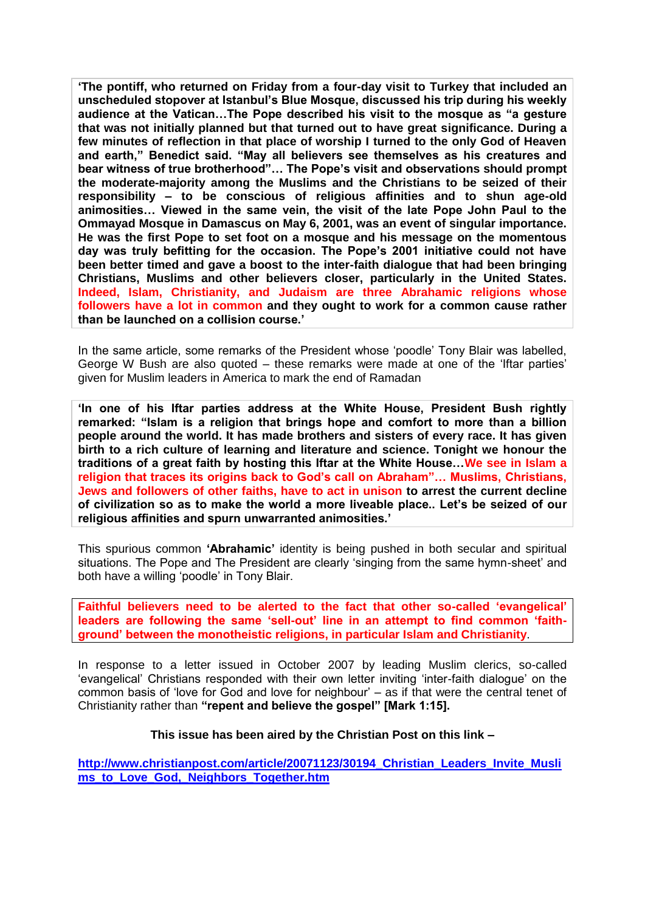**'The pontiff, who returned on Friday from a four-day visit to Turkey that included an unscheduled stopover at Istanbul's Blue Mosque, discussed his trip during his weekly audience at the Vatican…The Pope described his visit to the mosque as "a gesture that was not initially planned but that turned out to have great significance. During a few minutes of reflection in that place of worship I turned to the only God of Heaven and earth," Benedict said. "May all believers see themselves as his creatures and bear witness of true brotherhood"… The Pope's visit and observations should prompt the moderate-majority among the Muslims and the Christians to be seized of their responsibility – to be conscious of religious affinities and to shun age-old animosities… Viewed in the same vein, the visit of the late Pope John Paul to the Ommayad Mosque in Damascus on May 6, 2001, was an event of singular importance. He was the first Pope to set foot on a mosque and his message on the momentous day was truly befitting for the occasion. The Pope's 2001 initiative could not have been better timed and gave a boost to the inter-faith dialogue that had been bringing Christians, Muslims and other believers closer, particularly in the United States. Indeed, Islam, Christianity, and Judaism are three Abrahamic religions whose followers have a lot in common and they ought to work for a common cause rather than be launched on a collision course.'**

In the same article, some remarks of the President whose 'poodle' Tony Blair was labelled, George W Bush are also quoted – these remarks were made at one of the 'Iftar parties' given for Muslim leaders in America to mark the end of Ramadan

**'In one of his Iftar parties address at the White House, President Bush rightly remarked: "Islam is a religion that brings hope and comfort to more than a billion people around the world. It has made brothers and sisters of every race. It has given birth to a rich culture of learning and literature and science. Tonight we honour the traditions of a great faith by hosting this Iftar at the White House…We see in Islam a religion that traces its origins back to God's call on Abraham"… Muslims, Christians, Jews and followers of other faiths, have to act in unison to arrest the current decline of civilization so as to make the world a more liveable place.. Let's be seized of our religious affinities and spurn unwarranted animosities.'**

This spurious common **'Abrahamic'** identity is being pushed in both secular and spiritual situations. The Pope and The President are clearly 'singing from the same hymn-sheet' and both have a willing 'poodle' in Tony Blair.

**Faithful believers need to be alerted to the fact that other so-called 'evangelical' leaders are following the same 'sell-out' line in an attempt to find common 'faith-ground' between the monotheistic religions, in particular Islam and Christianity**.

In response to a letter issued in October 2007 by leading Muslim clerics, so-called 'evangelical' Christians responded with their own letter inviting 'inter-faith dialogue' on the common basis of 'love for God and love for neighbour' – as if that were the central tenet of Christianity rather than **"repent and believe the gospel" [Mark 1:15].**

**This issue has been aired by the Christian Post on this link –**

**http://www.christianpost.com/article/20071123/30194_Christian_Leaders_Invite_Muslims_to_Love_God,_Neighbors_Together.htm**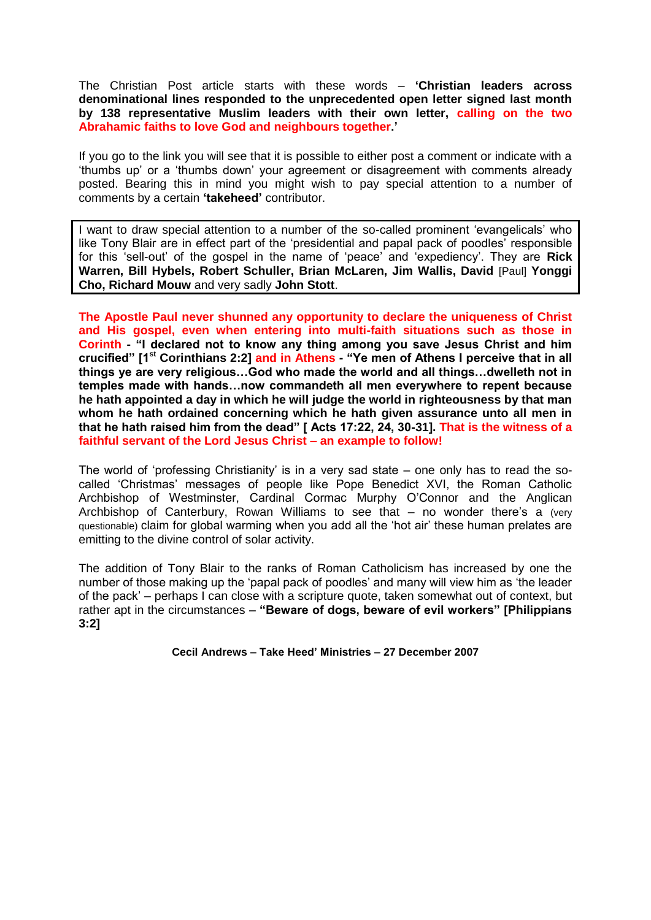The Christian Post article starts with these words – **'Christian leaders across denominational lines responded to the unprecedented open letter signed last month by 138 representative Muslim leaders with their own letter, calling on the two Abrahamic faiths to love God and neighbours together.'**

If you go to the link you will see that it is possible to either post a comment or indicate with a 'thumbs up' or a 'thumbs down' your agreement or disagreement with comments already posted. Bearing this in mind you might wish to pay special attention to a number of comments by a certain **'takeheed'** contributor.

> I want to draw special attention to a number of the so-called prominent 'evangelicals' who like Tony Blair are in effect part of the 'presidential and papal pack of poodles' responsible for this 'sell-out' of the gospel in the name of 'peace' and 'expediency'. They are **Rick Warren, Bill Hybels, Robert Schuller, Brian McLaren, Jim Wallis, David** [Paul] **Yonggi Cho, Richard Mouw** and very sadly **John Stott**.

**The Apostle Paul never shunned any opportunity to declare the uniqueness of Christ and His gospel, even when entering into multi-faith situations such as those in Corinth - "I declared not to know any thing among you save Jesus Christ and him crucified" [1st Corinthians 2:2] and in Athens - "Ye men of Athens I perceive that in all things ye are very religious…God who made the world and all things…dwelleth not in temples made with hands…now commandeth all men everywhere to repent because he hath appointed a day in which he will judge the world in righteousness by that man whom he hath ordained concerning which he hath given assurance unto all men in that he hath raised him from the dead" [ Acts 17:22, 24, 30-31]. That is the witness of a faithful servant of the Lord Jesus Christ – an example to follow!**

The world of 'professing Christianity' is in a very sad state – one only has to read the so-called 'Christmas' messages of people like Pope Benedict XVI, the Roman Catholic Archbishop of Westminster, Cardinal Cormac Murphy O'Connor and the Anglican Archbishop of Canterbury, Rowan Williams to see that – no wonder there's a (very questionable) claim for global warming when you add all the 'hot air' these human prelates are emitting to the divine control of solar activity.

The addition of Tony Blair to the ranks of Roman Catholicism has increased by one the number of those making up the 'papal pack of poodles' and many will view him as 'the leader of the pack' – perhaps I can close with a scripture quote, taken somewhat out of context, but rather apt in the circumstances – **"Beware of dogs, beware of evil workers" [Philippians 3:2]**

**Cecil Andrews – Take Heed' Ministries – 27 December 2007**